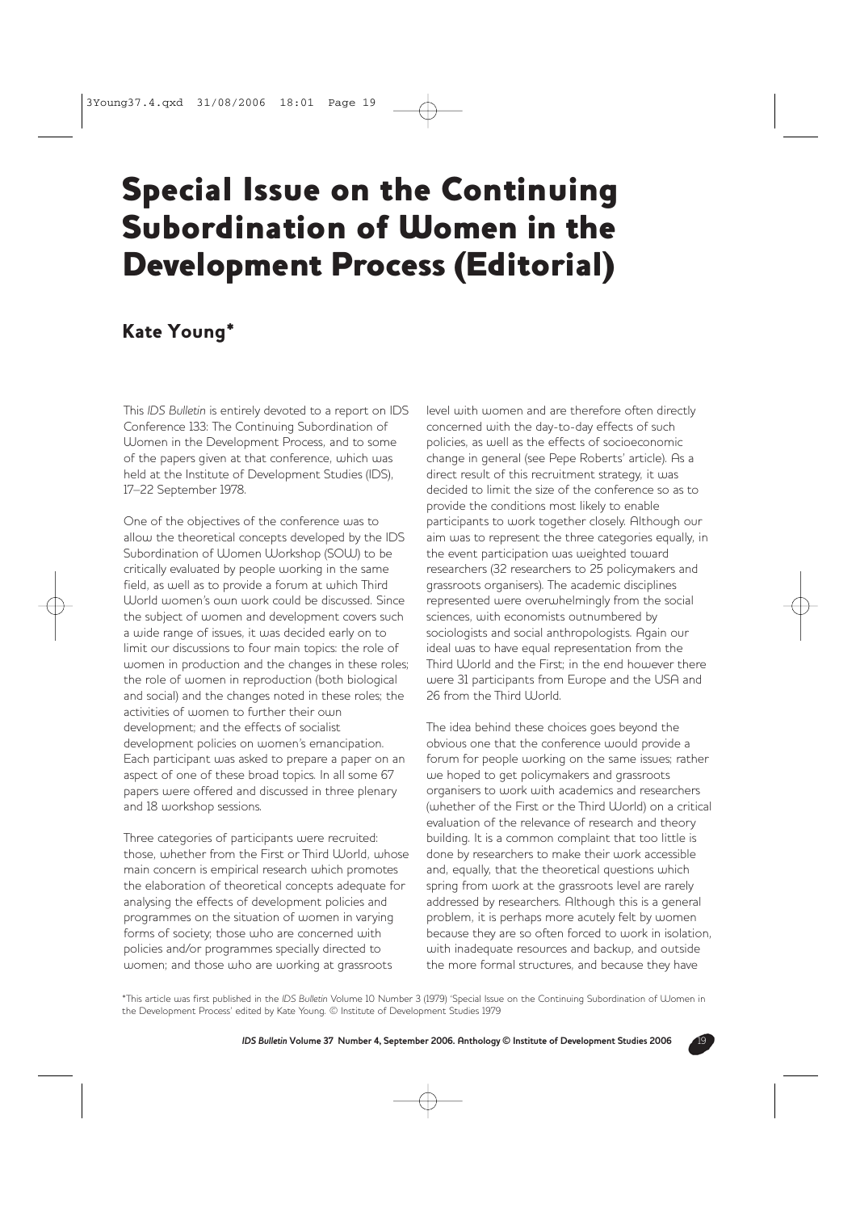# Special Issue on the Continuing Subordination of Women in the Development Process (Editorial)

## Kate Young*

This *IDS Bulletin* is entirely devoted to a report on IDS Conference 133: The Continuing Subordination of Women in the Development Process, and to some of the papers given at that conference, which was held at the Institute of Development Studies (IDS), 17–22 September 1978.

One of the objectives of the conference was to allow the theoretical concepts developed by the IDS Subordination of Women Workshop (SOW) to be critically evaluated by people working in the same field, as well as to provide a forum at which Third World women's own work could be discussed. Since the subject of women and development covers such a wide range of issues, it was decided early on to limit our discussions to four main topics: the role of women in production and the changes in these roles; the role of women in reproduction (both biological and social) and the changes noted in these roles; the activities of women to further their own development; and the effects of socialist development policies on women's emancipation. Each participant was asked to prepare a paper on an aspect of one of these broad topics. In all some 67 papers were offered and discussed in three plenary and 18 workshop sessions.

Three categories of participants were recruited: those, whether from the First or Third World, whose main concern is empirical research which promotes the elaboration of theoretical concepts adequate for analysing the effects of development policies and programmes on the situation of women in varying forms of society; those who are concerned with policies and/or programmes specially directed to women; and those who are working at grassroots level with women and are therefore often directly concerned with the day-to-day effects of such policies, as well as the effects of socioeconomic change in general (see Pepe Roberts' article). As a direct result of this recruitment strategy, it was decided to limit the size of the conference so as to provide the conditions most likely to enable participants to work together closely. Although our aim was to represent the three categories equally, in the event participation was weighted toward researchers (32 researchers to 25 policymakers and grassroots organisers). The academic disciplines represented were overwhelmingly from the social sciences, with economists outnumbered by sociologists and social anthropologists. Again our ideal was to have equal representation from the Third World and the First; in the end however there were 31 participants from Europe and the USA and 26 from the Third World.

The idea behind these choices goes beyond the obvious one that the conference would provide a forum for people working on the same issues; rather we hoped to get policymakers and grassroots organisers to work with academics and researchers (whether of the First or the Third World) on a critical evaluation of the relevance of research and theory building. It is a common complaint that too little is done by researchers to make their work accessible and, equally, that the theoretical questions which spring from work at the grassroots level are rarely addressed by researchers. Although this is a general problem, it is perhaps more acutely felt by women because they are so often forced to work in isolation, with inadequate resources and backup, and outside the more formal structures, and because they have

*This article was first published in the *IDS Bulletin* Volume 10 Number 3 (1979) 'Special Issue on the Continuing Subordination of Women in the Development Process' edited by Kate Young. © Institute of Development Studies 1979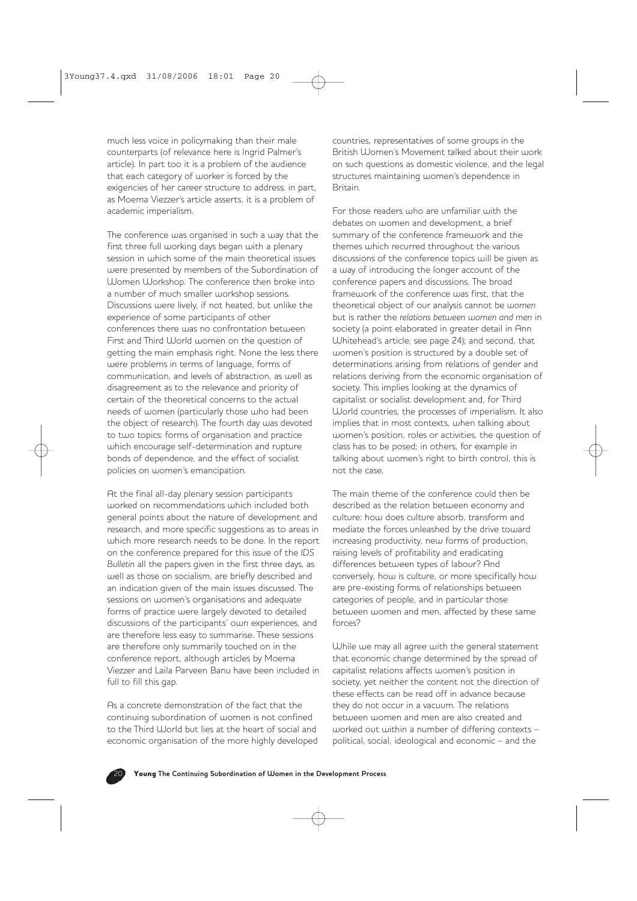much less voice in policymaking than their male counterparts (of relevance here is Ingrid Palmer's article). In part too it is a problem of the audience that each category of worker is forced by the exigencies of her career structure to address; in part, as Moema Viezzer's article asserts, it is a problem of academic imperialism.

The conference was organised in such a way that the first three full working days began with a plenary session in which some of the main theoretical issues were presented by members of the Subordination of Women Workshop. The conference then broke into a number of much smaller workshop sessions. Discussions were lively, if not heated, but unlike the experience of some participants of other conferences there was no confrontation between First and Third World women on the question of getting the main emphasis right. None the less there were problems in terms of language, forms of communication, and levels of abstraction, as well as disagreement as to the relevance and priority of certain of the theoretical concerns to the actual needs of women (particularly those who had been the object of research). The fourth day was devoted to two topics: forms of organisation and practice which encourage self-determination and rupture bonds of dependence, and the effect of socialist policies on women's emancipation.

At the final all-day plenary session participants worked on recommendations which included both general points about the nature of development and research, and more specific suggestions as to areas in which more research needs to be done. In the report on the conference prepared for this issue of the *IDS Bulletin* all the papers given in the first three days, as well as those on socialism, are briefly described and an indication given of the main issues discussed. The sessions on women's organisations and adequate forms of practice were largely devoted to detailed discussions of the participants' own experiences, and are therefore less easy to summarise. These sessions are therefore only summarily touched on in the conference report, although articles by Moema Viezzer and Laila Parveen Banu have been included in full to fill this gap.

As a concrete demonstration of the fact that the continuing subordination of women is not confined to the Third World but lies at the heart of social and economic organisation of the more highly developed countries, representatives of some groups in the British Women's Movement talked about their work on such questions as domestic violence, and the legal structures maintaining women's dependence in Britain.

For those readers who are unfamiliar with the debates on women and development, a brief summary of the conference framework and the themes which recurred throughout the various discussions of the conference topics will be given as a way of introducing the longer account of the conference papers and discussions. The broad framework of the conference was first, that the theoretical object of our analysis cannot be *women* but is rather the *relations between women and men* in society (a point elaborated in greater detail in Ann Whitehead's article; see page 24); and second, that women's position is structured by a double set of determinations arising from relations of gender and relations deriving from the economic organisation of society. This implies looking at the dynamics of capitalist or socialist development and, for Third World countries, the processes of imperialism. It also implies that in most contexts, when talking about women's position, roles or activities, the question of class has to be posed; in others, for example in talking about women's right to birth control, this is not the case.

The main theme of the conference could then be described as the relation between economy and culture: how does culture absorb, transform and mediate the forces unleashed by the drive toward increasing productivity, new forms of production, raising levels of profitability and eradicating differences between types of labour? And conversely, how is culture, or more specifically how are pre-existing forms of relationships between categories of people, and in particular those between women and men, affected by these same forces?

While we may all agree with the general statement that economic change determined by the spread of capitalist relations affects women's position in society, yet neither the content not the direction of these effects can be read off in advance because they do not occur in a vacuum. The relations between women and men are also created and worked out within a number of differing contexts – political, social, ideological and economic – and the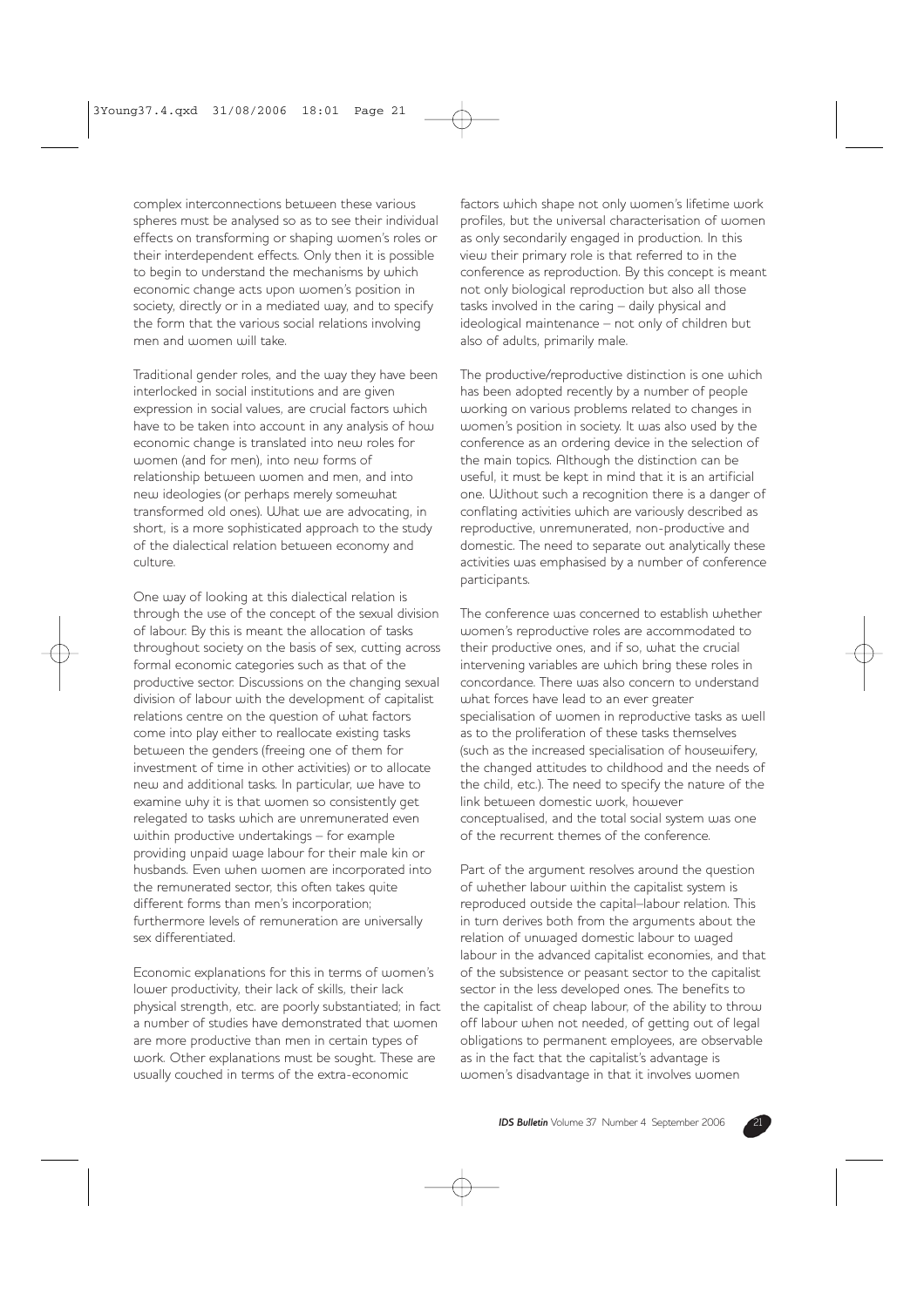complex interconnections between these various spheres must be analysed so as to see their individual effects on transforming or shaping women's roles or their interdependent effects. Only then it is possible to begin to understand the mechanisms by which economic change acts upon women's position in society, directly or in a mediated way, and to specify the form that the various social relations involving men and women will take.

Traditional gender roles, and the way they have been interlocked in social institutions and are given expression in social values, are crucial factors which have to be taken into account in any analysis of how economic change is translated into new roles for women (and for men), into new forms of relationship between women and men, and into new ideologies (or perhaps merely somewhat transformed old ones). What we are advocating, in short, is a more sophisticated approach to the study of the dialectical relation between economy and culture.

One way of looking at this dialectical relation is through the use of the concept of the sexual division of labour. By this is meant the allocation of tasks throughout society on the basis of sex, cutting across formal economic categories such as that of the productive sector. Discussions on the changing sexual division of labour with the development of capitalist relations centre on the question of what factors come into play either to reallocate existing tasks between the genders (freeing one of them for investment of time in other activities) or to allocate new and additional tasks. In particular, we have to examine why it is that women so consistently get relegated to tasks which are unremunerated even within productive undertakings – for example providing unpaid wage labour for their male kin or husbands. Even when women are incorporated into the remunerated sector, this often takes quite different forms than men's incorporation; furthermore levels of remuneration are universally sex differentiated.

Economic explanations for this in terms of women's lower productivity, their lack of skills, their lack physical strength, etc. are poorly substantiated; in fact a number of studies have demonstrated that women are more productive than men in certain types of work. Other explanations must be sought. These are usually couched in terms of the extra-economic factors which shape not only women's lifetime work profiles, but the universal characterisation of women as only secondarily engaged in production. In this view their primary role is that referred to in the conference as reproduction. By this concept is meant not only biological reproduction but also all those tasks involved in the caring – daily physical and ideological maintenance – not only of children but also of adults, primarily male.

The productive/reproductive distinction is one which has been adopted recently by a number of people working on various problems related to changes in women's position in society. It was also used by the conference as an ordering device in the selection of the main topics. Although the distinction can be useful, it must be kept in mind that it is an artificial one. Without such a recognition there is a danger of conflating activities which are variously described as reproductive, unremunerated, non-productive and domestic. The need to separate out analytically these activities was emphasised by a number of conference participants.

The conference was concerned to establish whether women's reproductive roles are accommodated to their productive ones, and if so, what the crucial intervening variables are which bring these roles in concordance. There was also concern to understand what forces have lead to an ever greater specialisation of women in reproductive tasks as well as to the proliferation of these tasks themselves (such as the increased specialisation of housewifery, the changed attitudes to childhood and the needs of the child, etc.). The need to specify the nature of the link between domestic work, however conceptualised, and the total social system was one of the recurrent themes of the conference.

Part of the argument resolves around the question of whether labour within the capitalist system is reproduced outside the capital–labour relation. This in turn derives both from the arguments about the relation of unwaged domestic labour to waged labour in the advanced capitalist economies, and that of the subsistence or peasant sector to the capitalist sector in the less developed ones. The benefits to the capitalist of cheap labour, of the ability to throw off labour when not needed, of getting out of legal obligations to permanent employees, are observable as in the fact that the capitalist's advantage is women's disadvantage in that it involves women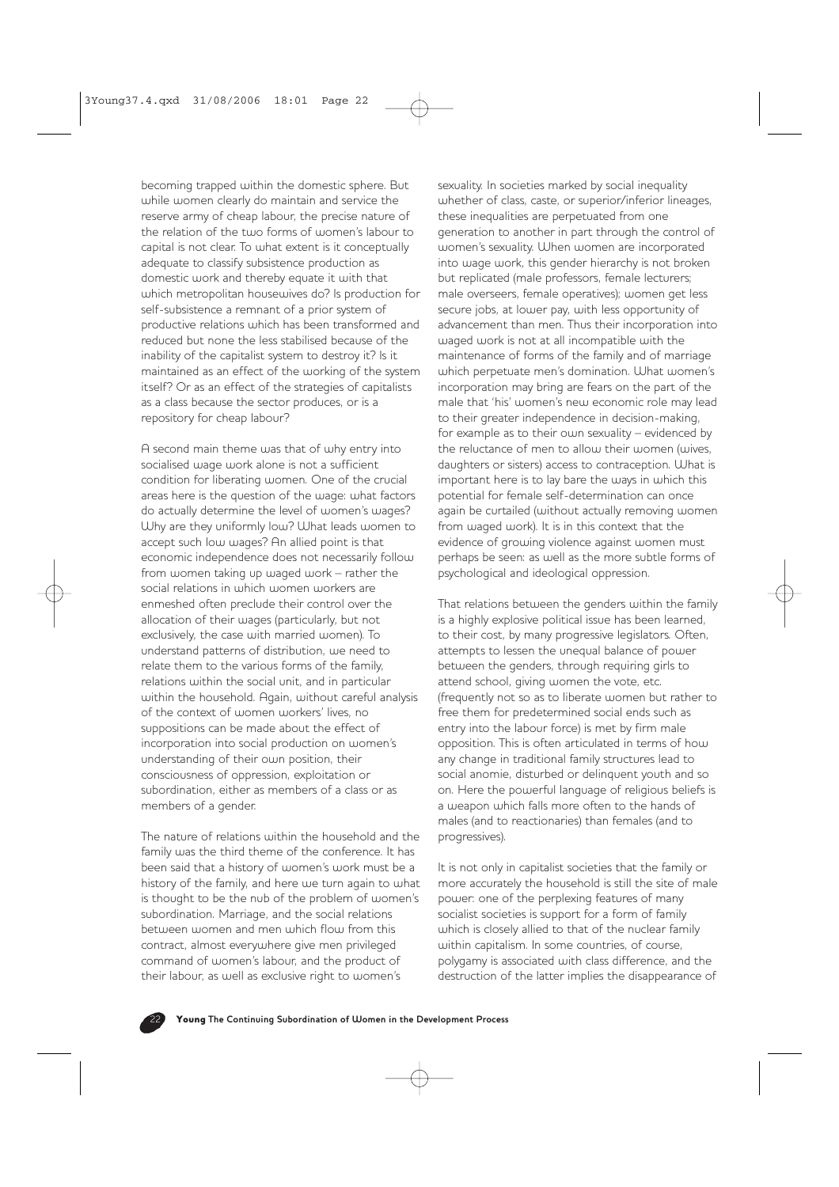becoming trapped within the domestic sphere. But while women clearly do maintain and service the reserve army of cheap labour, the precise nature of the relation of the two forms of women's labour to capital is not clear. To what extent is it conceptually adequate to classify subsistence production as domestic work and thereby equate it with that which metropolitan housewives do? Is production for self-subsistence a remnant of a prior system of productive relations which has been transformed and reduced but none the less stabilised because of the inability of the capitalist system to destroy it? Is it maintained as an effect of the working of the system itself? Or as an effect of the strategies of capitalists as a class because the sector produces, or is a repository for cheap labour?

A second main theme was that of why entry into socialised wage work alone is not a sufficient condition for liberating women. One of the crucial areas here is the question of the wage: what factors do actually determine the level of women's wages? Why are they uniformly low? What leads women to accept such low wages? An allied point is that economic independence does not necessarily follow from women taking up waged work – rather the social relations in which women workers are enmeshed often preclude their control over the allocation of their wages (particularly, but not exclusively, the case with married women). To understand patterns of distribution, we need to relate them to the various forms of the family, relations within the social unit, and in particular within the household. Again, without careful analysis of the context of women workers' lives, no suppositions can be made about the effect of incorporation into social production on women's understanding of their own position, their consciousness of oppression, exploitation or subordination, either as members of a class or as members of a gender.

The nature of relations within the household and the family was the third theme of the conference. It has been said that a history of women's work must be a history of the family, and here we turn again to what is thought to be the nub of the problem of women's subordination. Marriage, and the social relations between women and men which flow from this contract, almost everywhere give men privileged command of women's labour, and the product of their labour, as well as exclusive right to women's sexuality. In societies marked by social inequality whether of class, caste, or superior/inferior lineages, these inequalities are perpetuated from one generation to another in part through the control of women's sexuality. When women are incorporated into wage work, this gender hierarchy is not broken but replicated (male professors, female lecturers; male overseers, female operatives); women get less secure jobs, at lower pay, with less opportunity of advancement than men. Thus their incorporation into waged work is not at all incompatible with the maintenance of forms of the family and of marriage which perpetuate men's domination. What women's incorporation may bring are fears on the part of the male that 'his' women's new economic role may lead to their greater independence in decision-making, for example as to their own sexuality – evidenced by the reluctance of men to allow their women (wives, daughters or sisters) access to contraception. What is important here is to lay bare the ways in which this potential for female self-determination can once again be curtailed (without actually removing women from waged work). It is in this context that the evidence of growing violence against women must perhaps be seen: as well as the more subtle forms of psychological and ideological oppression.

That relations between the genders within the family is a highly explosive political issue has been learned, to their cost, by many progressive legislators. Often, attempts to lessen the unequal balance of power between the genders, through requiring girls to attend school, giving women the vote, etc. (frequently not so as to liberate women but rather to free them for predetermined social ends such as entry into the labour force) is met by firm male opposition. This is often articulated in terms of how any change in traditional family structures lead to social anomie, disturbed or delinquent youth and so on. Here the powerful language of religious beliefs is a weapon which falls more often to the hands of males (and to reactionaries) than females (and to progressives).

It is not only in capitalist societies that the family or more accurately the household is still the site of male power: one of the perplexing features of many socialist societies is support for a form of family which is closely allied to that of the nuclear family within capitalism. In some countries, of course, polygamy is associated with class difference, and the destruction of the latter implies the disappearance of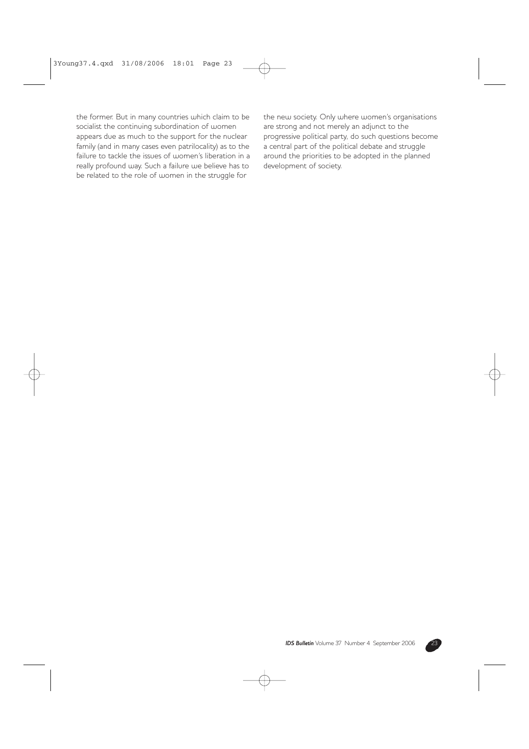the former. But in many countries which claim to be socialist the continuing subordination of women appears due as much to the support for the nuclear family (and in many cases even patrilocality) as to the failure to tackle the issues of women's liberation in a really profound way. Such a failure we believe has to be related to the role of women in the struggle for the new society. Only where women's organisations are strong and not merely an adjunct to the progressive political party, do such questions become a central part of the political debate and struggle around the priorities to be adopted in the planned development of society.